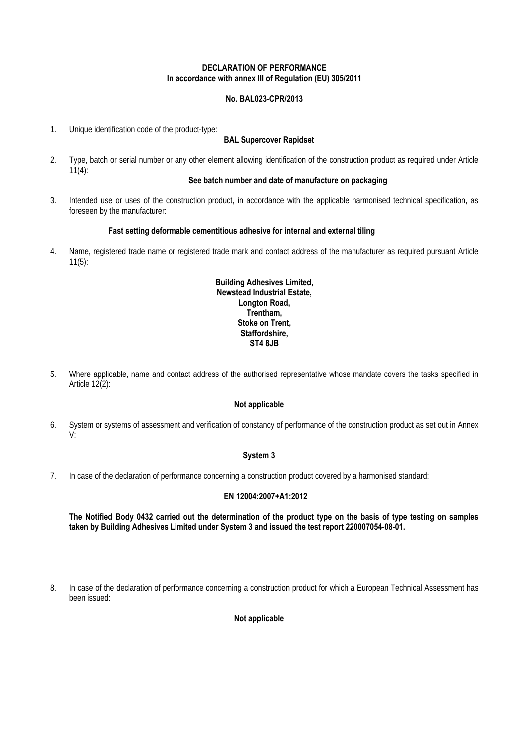**DECLARATION OF PERFORMANCE**
**In accordance with annex III of Regulation (EU) 305/2011**

**No. BAL023-CPR/2013**

1. Unique identification code of the product-type:

   **BAL Supercover Rapidset**

2. Type, batch or serial number or any other element allowing identification of the construction product as required under Article 11(4):

   **See batch number and date of manufacture on packaging**

3. Intended use or uses of the construction product, in accordance with the applicable harmonised technical specification, as foreseen by the manufacturer:

   **Fast setting deformable cementitious adhesive for internal and external tiling**

4. Name, registered trade name or registered trade mark and contact address of the manufacturer as required pursuant Article 11(5):

   **Building Adhesives Limited,**
   **Newstead Industrial Estate,**
   **Longton Road,**
   **Trentham,**
   **Stoke on Trent,**
   **Staffordshire,**
   **ST4 8JB**

5. Where applicable, name and contact address of the authorised representative whose mandate covers the tasks specified in Article 12(2):

   **Not applicable**

6. System or systems of assessment and verification of constancy of performance of the construction product as set out in Annex V:

   **System 3**

7. In case of the declaration of performance concerning a construction product covered by a harmonised standard:

   **EN 12004:2007+A1:2012**

   **The Notified Body 0432 carried out the determination of the product type on the basis of type testing on samples taken by Building Adhesives Limited under System 3 and issued the test report 220007054-08-01.**

8. In case of the declaration of performance concerning a construction product for which a European Technical Assessment has been issued:

   **Not applicable**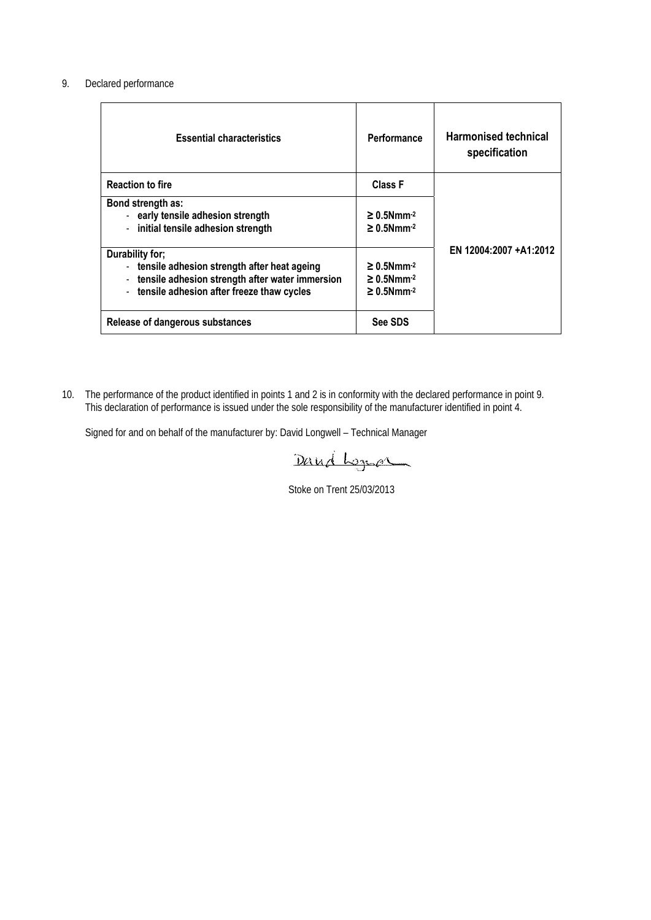9. Declared performance

| Essential characteristics | Performance | Harmonised technical specification |
| --- | --- | --- |
| **Reaction to fire** | **Class F** | **EN 12004:2007 +A1:2012** |
| **Bond strength as:**<br>- **early tensile adhesion strength**<br>- **initial tensile adhesion strength** | **≥ 0.5Nmm$^{-2}$**<br>**≥ 0.5Nmm$^{-2}$** | |
| **Durability for;**<br>- **tensile adhesion strength after heat ageing**<br>- **tensile adhesion strength after water immersion**<br>- **tensile adhesion after freeze thaw cycles** | **≥ 0.5Nmm$^{-2}$**<br>**≥ 0.5Nmm$^{-2}$**<br>**≥ 0.5Nmm$^{-2}$** | |
| **Release of dangerous substances** | **See SDS** | |

10. The performance of the product identified in points 1 and 2 is in conformity with the declared performance in point 9. This declaration of performance is issued under the sole responsibility of the manufacturer identified in point 4.

Signed for and on behalf of the manufacturer by: David Longwell – Technical Manager

David Longwell

Stoke on Trent 25/03/2013